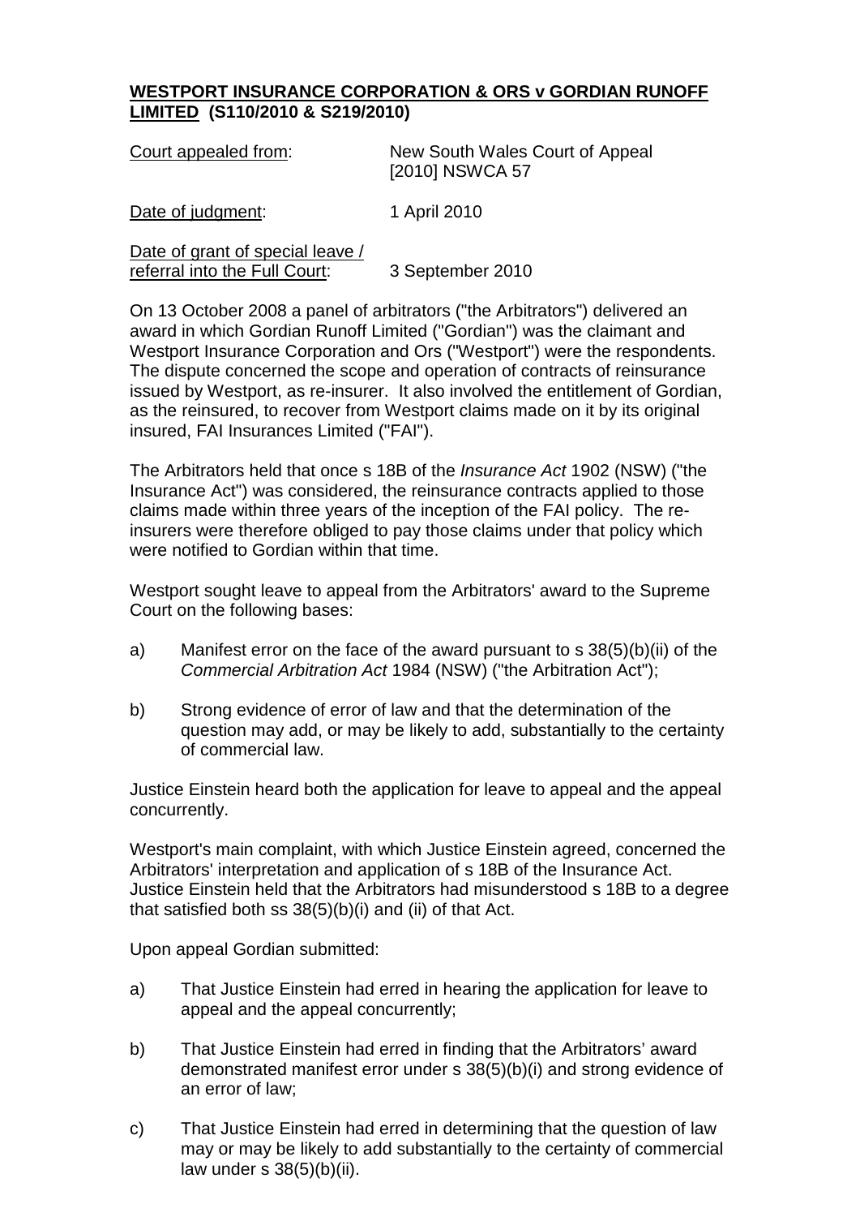**WESTPORT INSURANCE CORPORATION & ORS v GORDIAN RUNOFF LIMITED (S110/2010 & S219/2010)**

| | |
|---|---|
| Court appealed from: | New South Wales Court of Appeal [2010] NSWCA 57 |
| Date of judgment: | 1 April 2010 |
| Date of grant of special leave / referral into the Full Court: | 3 September 2010 |

On 13 October 2008 a panel of arbitrators ("the Arbitrators") delivered an award in which Gordian Runoff Limited ("Gordian") was the claimant and Westport Insurance Corporation and Ors ("Westport") were the respondents. The dispute concerned the scope and operation of contracts of reinsurance issued by Westport, as re-insurer. It also involved the entitlement of Gordian, as the reinsured, to recover from Westport claims made on it by its original insured, FAI Insurances Limited ("FAI").

The Arbitrators held that once s 18B of the *Insurance Act* 1902 (NSW) ("the Insurance Act") was considered, the reinsurance contracts applied to those claims made within three years of the inception of the FAI policy. The re-insurers were therefore obliged to pay those claims under that policy which were notified to Gordian within that time.

Westport sought leave to appeal from the Arbitrators' award to the Supreme Court on the following bases:

a) Manifest error on the face of the award pursuant to s 38(5)(b)(ii) of the *Commercial Arbitration Act* 1984 (NSW) ("the Arbitration Act");

b) Strong evidence of error of law and that the determination of the question may add, or may be likely to add, substantially to the certainty of commercial law.

Justice Einstein heard both the application for leave to appeal and the appeal concurrently.

Westport's main complaint, with which Justice Einstein agreed, concerned the Arbitrators' interpretation and application of s 18B of the Insurance Act. Justice Einstein held that the Arbitrators had misunderstood s 18B to a degree that satisfied both ss 38(5)(b)(i) and (ii) of that Act.

Upon appeal Gordian submitted:

a) That Justice Einstein had erred in hearing the application for leave to appeal and the appeal concurrently;

b) That Justice Einstein had erred in finding that the Arbitrators' award demonstrated manifest error under s 38(5)(b)(i) and strong evidence of an error of law;

c) That Justice Einstein had erred in determining that the question of law may or may be likely to add substantially to the certainty of commercial law under s 38(5)(b)(ii).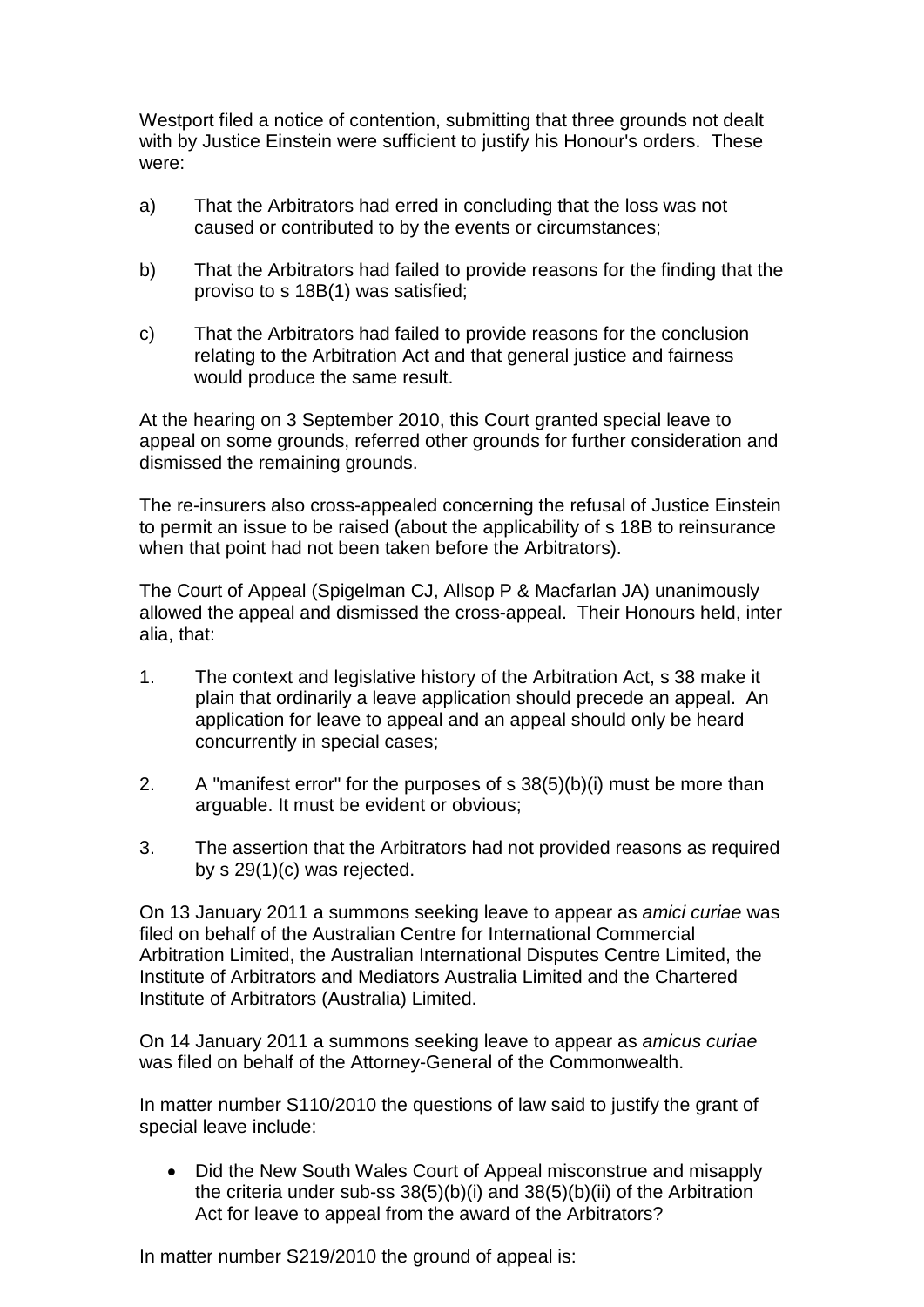Westport filed a notice of contention, submitting that three grounds not dealt with by Justice Einstein were sufficient to justify his Honour's orders. These were:

a) That the Arbitrators had erred in concluding that the loss was not caused or contributed to by the events or circumstances;

b) That the Arbitrators had failed to provide reasons for the finding that the proviso to s 18B(1) was satisfied;

c) That the Arbitrators had failed to provide reasons for the conclusion relating to the Arbitration Act and that general justice and fairness would produce the same result.

At the hearing on 3 September 2010, this Court granted special leave to appeal on some grounds, referred other grounds for further consideration and dismissed the remaining grounds.

The re-insurers also cross-appealed concerning the refusal of Justice Einstein to permit an issue to be raised (about the applicability of s 18B to reinsurance when that point had not been taken before the Arbitrators).

The Court of Appeal (Spigelman CJ, Allsop P & Macfarlan JA) unanimously allowed the appeal and dismissed the cross-appeal. Their Honours held, inter alia, that:

1. The context and legislative history of the Arbitration Act, s 38 make it plain that ordinarily a leave application should precede an appeal. An application for leave to appeal and an appeal should only be heard concurrently in special cases;

2. A "manifest error" for the purposes of s 38(5)(b)(i) must be more than arguable. It must be evident or obvious;

3. The assertion that the Arbitrators had not provided reasons as required by s 29(1)(c) was rejected.

On 13 January 2011 a summons seeking leave to appear as *amici curiae* was filed on behalf of the Australian Centre for International Commercial Arbitration Limited, the Australian International Disputes Centre Limited, the Institute of Arbitrators and Mediators Australia Limited and the Chartered Institute of Arbitrators (Australia) Limited.

On 14 January 2011 a summons seeking leave to appear as *amicus curiae* was filed on behalf of the Attorney-General of the Commonwealth.

In matter number S110/2010 the questions of law said to justify the grant of special leave include:

- Did the New South Wales Court of Appeal misconstrue and misapply the criteria under sub-ss 38(5)(b)(i) and 38(5)(b)(ii) of the Arbitration Act for leave to appeal from the award of the Arbitrators?

In matter number S219/2010 the ground of appeal is: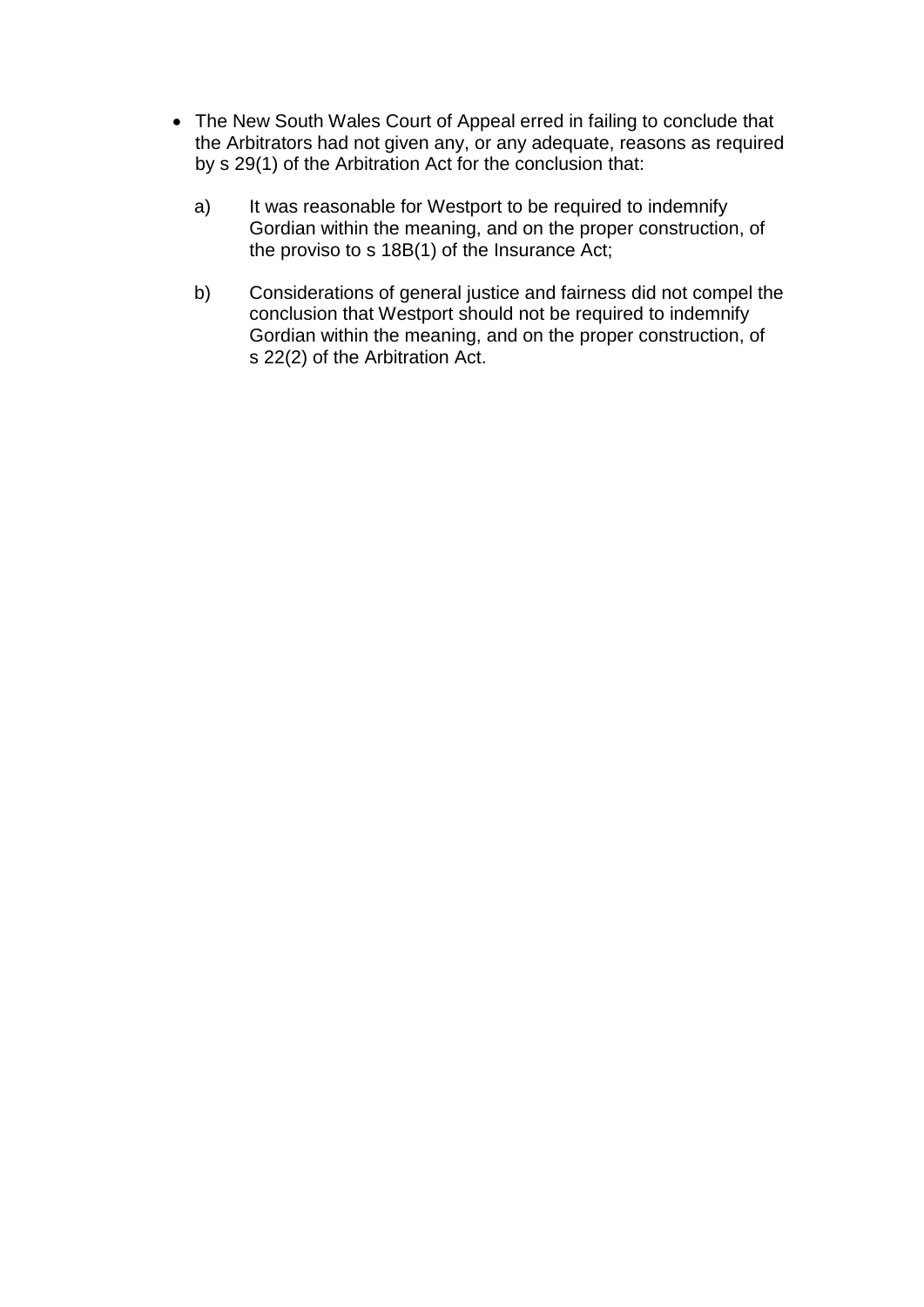- The New South Wales Court of Appeal erred in failing to conclude that the Arbitrators had not given any, or any adequate, reasons as required by s 29(1) of the Arbitration Act for the conclusion that:

  a) It was reasonable for Westport to be required to indemnify Gordian within the meaning, and on the proper construction, of the proviso to s 18B(1) of the Insurance Act;

  b) Considerations of general justice and fairness did not compel the conclusion that Westport should not be required to indemnify Gordian within the meaning, and on the proper construction, of s 22(2) of the Arbitration Act.